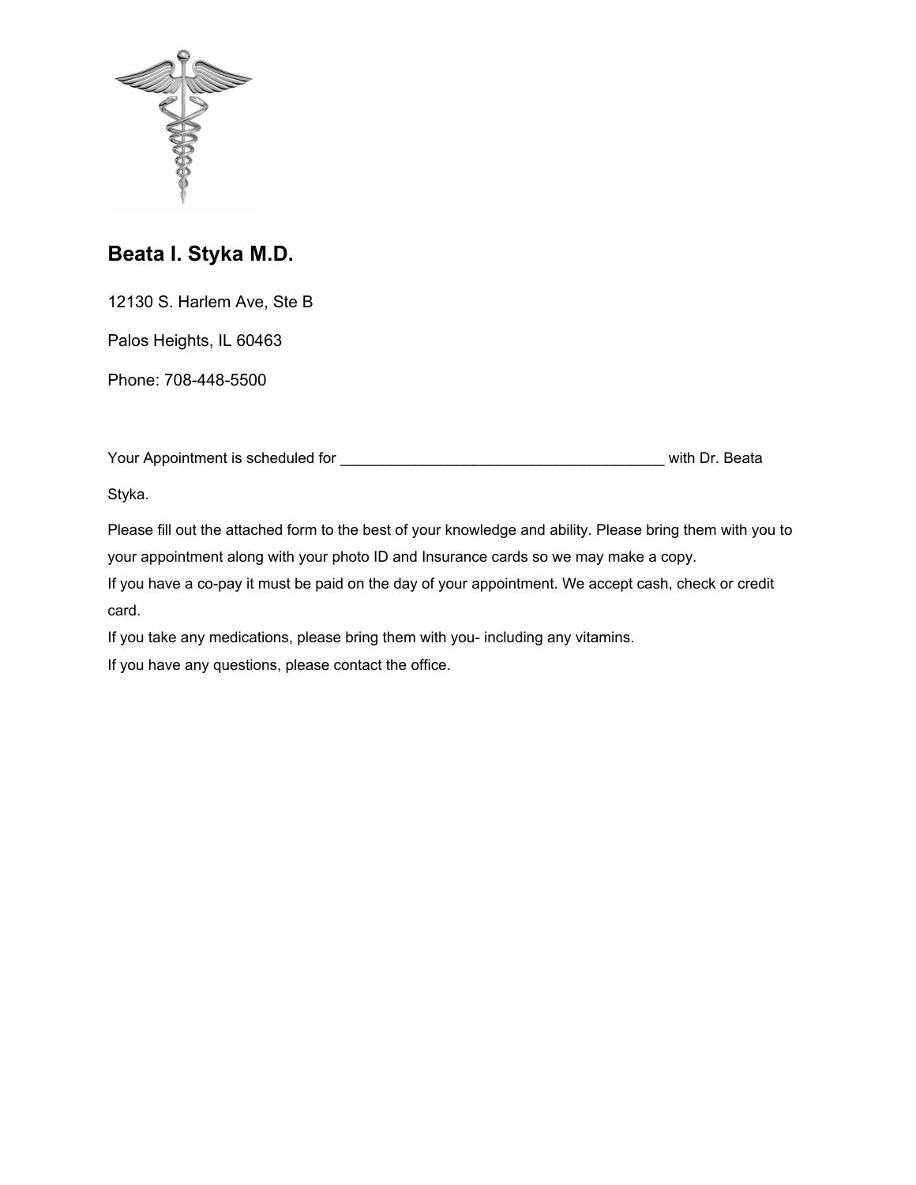## Beata I. Styka M.D.

12130 S. Harlem Ave, Ste B

Palos Heights, IL 60463

Phone: 708-448-5500

Your Appointment is scheduled for ________________________________________ with Dr. Beata Styka.

Please fill out the attached form to the best of your knowledge and ability. Please bring them with you to your appointment along with your photo ID and Insurance cards so we may make a copy.

If you have a co-pay it must be paid on the day of your appointment. We accept cash, check or credit card.

If you take any medications, please bring them with you- including any vitamins.

If you have any questions, please contact the office.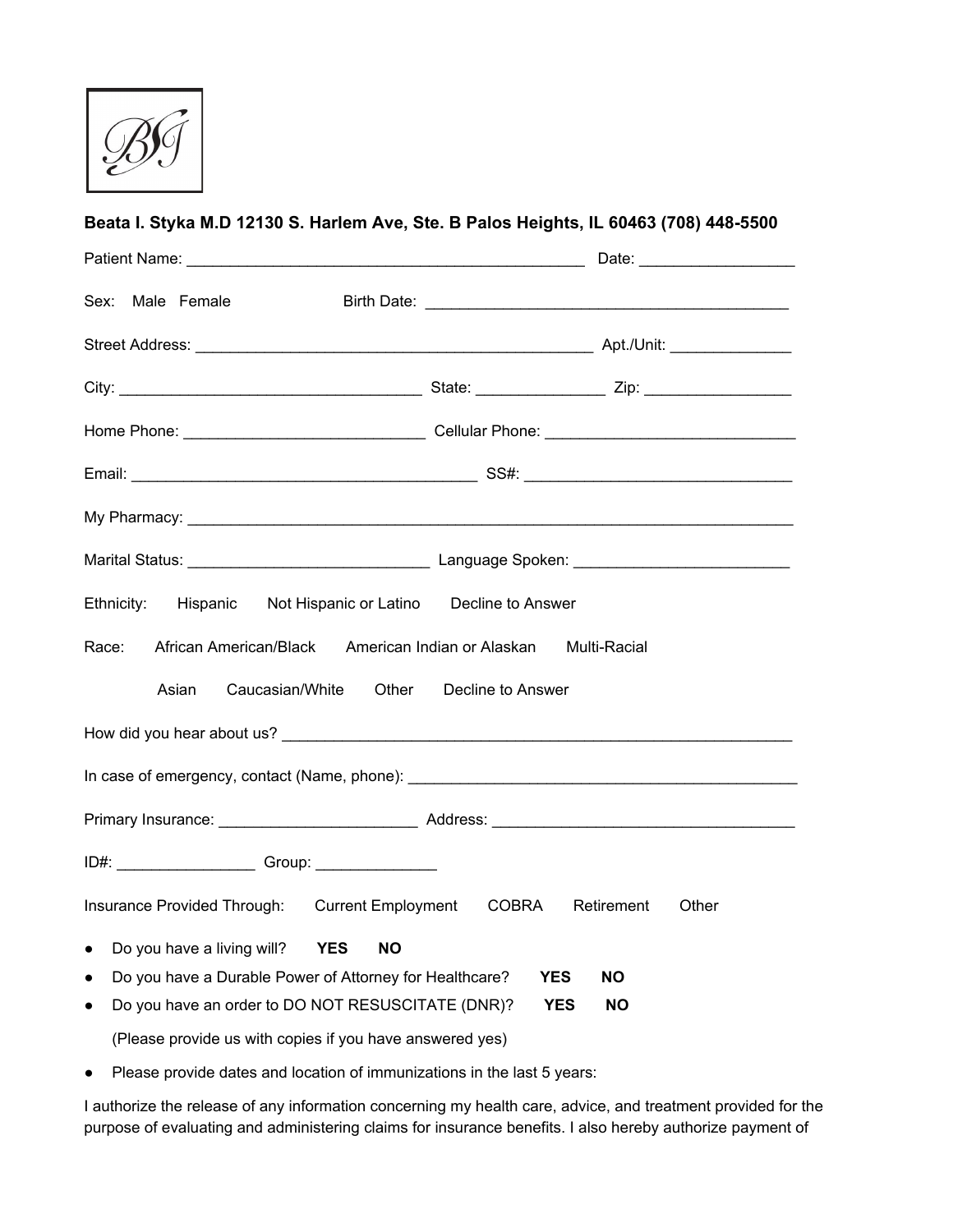**Beata I. Styka M.D 12130 S. Harlem Ave, Ste. B Palos Heights, IL 60463 (708) 448-5500**

Patient Name: _______________________________________________ Date: _________________

Sex: Male Female Birth Date: __________________________________________

Street Address: _______________________________________________ Apt./Unit: ______________

City: ___________________________________ State: _______________ Zip: _________________

Home Phone: ____________________________ Cellular Phone: _____________________________

Email: ________________________________________ SS#: _______________________________

My Pharmacy: _______________________________________________________________________

Marital Status: ____________________________ Language Spoken: _________________________

Ethnicity: Hispanic Not Hispanic or Latino Decline to Answer

Race: African American/Black American Indian or Alaskan Multi-Racial

Asian Caucasian/White Other Decline to Answer

How did you hear about us? ___________________________________________________________

In case of emergency, contact (Name, phone): _____________________________________________

Primary Insurance: _______________________ Address: ____________________________________

ID#: ________________ Group: ______________

Insurance Provided Through: Current Employment COBRA Retirement Other

- Do you have a living will? **YES** **NO**
- Do you have a Durable Power of Attorney for Healthcare? **YES** **NO**
- Do you have an order to DO NOT RESUSCITATE (DNR)? **YES** **NO**

  (Please provide us with copies if you have answered yes)

- Please provide dates and location of immunizations in the last 5 years:

I authorize the release of any information concerning my health care, advice, and treatment provided for the purpose of evaluating and administering claims for insurance benefits. I also hereby authorize payment of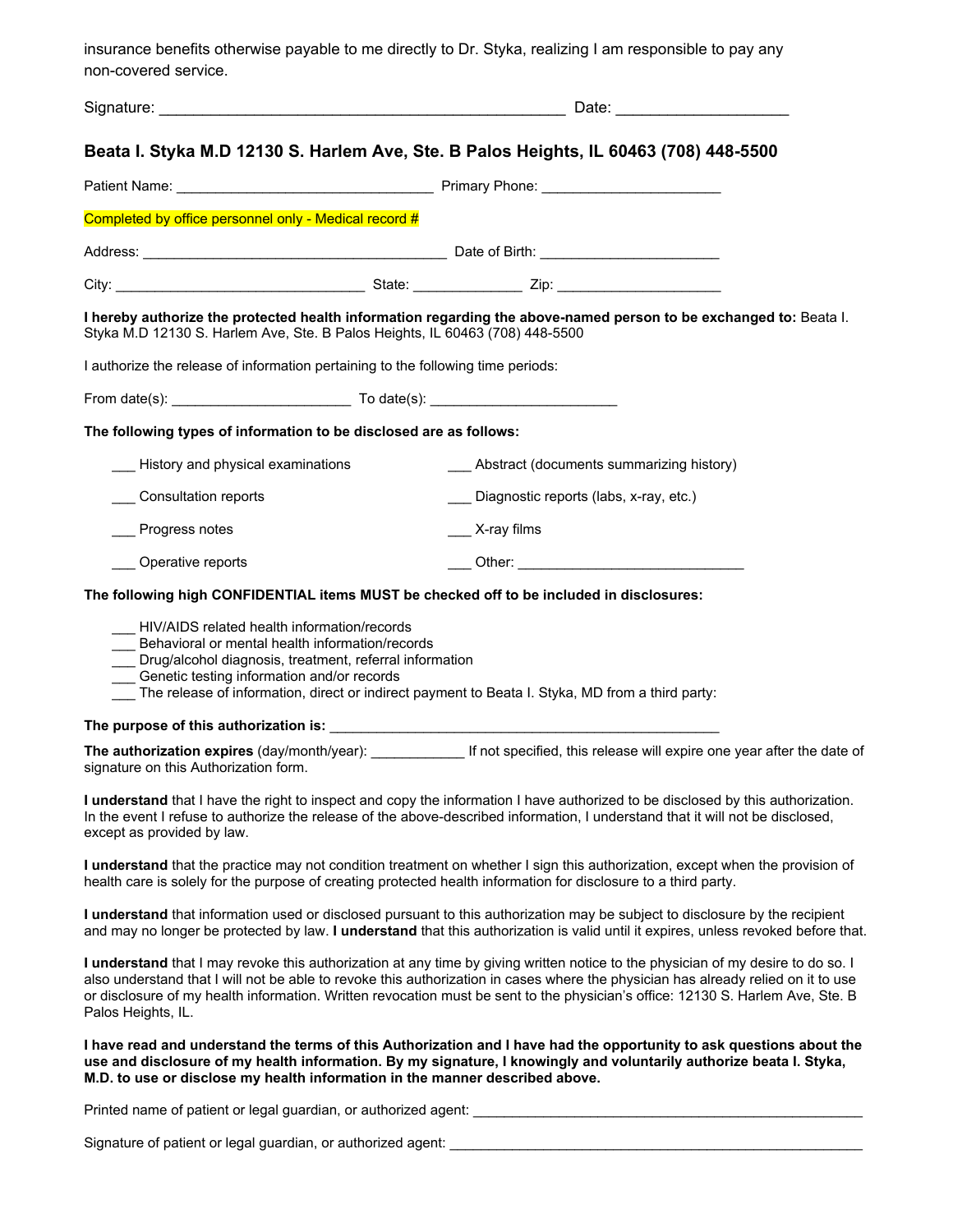insurance benefits otherwise payable to me directly to Dr. Styka, realizing I am responsible to pay any non-covered service.

Signature: ______________________________________________ Date: ____________________

### Beata I. Styka M.D 12130 S. Harlem Ave, Ste. B Palos Heights, IL 60463 (708) 448-5500

Patient Name: _________________________________ Primary Phone: ______________________

Completed by office personnel only - Medical record #

Address: _______________________________________ Date of Birth: ______________________

City: _______________________________ State: _____________ Zip: ____________________

**I hereby authorize the protected health information regarding the above-named person to be exchanged to:** Beata I. Styka M.D 12130 S. Harlem Ave, Ste. B Palos Heights, IL 60463 (708) 448-5500

I authorize the release of information pertaining to the following time periods:

From date(s): ______________________ To date(s): _______________________

**The following types of information to be disclosed are as follows:**

___ History and physical examinations

___ Abstract (documents summarizing history)

___ Consultation reports

___ Diagnostic reports (labs, x-ray, etc.)

___ Progress notes

___ X-ray films

___ Operative reports

___ Other: ____________________________

**The following high CONFIDENTIAL items MUST be checked off to be included in disclosures:**

___ HIV/AIDS related health information/records
___ Behavioral or mental health information/records
___ Drug/alcohol diagnosis, treatment, referral information
___ Genetic testing information and/or records
___ The release of information, direct or indirect payment to Beata I. Styka, MD from a third party:

**The purpose of this authorization is:** __________________________________________________

**The authorization expires** (day/month/year): ____________ If not specified, this release will expire one year after the date of signature on this Authorization form.

**I understand** that I have the right to inspect and copy the information I have authorized to be disclosed by this authorization. In the event I refuse to authorize the release of the above-described information, I understand that it will not be disclosed, except as provided by law.

**I understand** that the practice may not condition treatment on whether I sign this authorization, except when the provision of health care is solely for the purpose of creating protected health information for disclosure to a third party.

**I understand** that information used or disclosed pursuant to this authorization may be subject to disclosure by the recipient and may no longer be protected by law. **I understand** that this authorization is valid until it expires, unless revoked before that.

**I understand** that I may revoke this authorization at any time by giving written notice to the physician of my desire to do so. I also understand that I will not be able to revoke this authorization in cases where the physician has already relied on it to use or disclosure of my health information. Written revocation must be sent to the physician's office: 12130 S. Harlem Ave, Ste. B Palos Heights, IL.

**I have read and understand the terms of this Authorization and I have had the opportunity to ask questions about the use and disclosure of my health information. By my signature, I knowingly and voluntarily authorize beata I. Styka, M.D. to use or disclose my health information in the manner described above.**

Printed name of patient or legal guardian, or authorized agent: ____________________________________________________

Signature of patient or legal guardian, or authorized agent: ______________________________________________________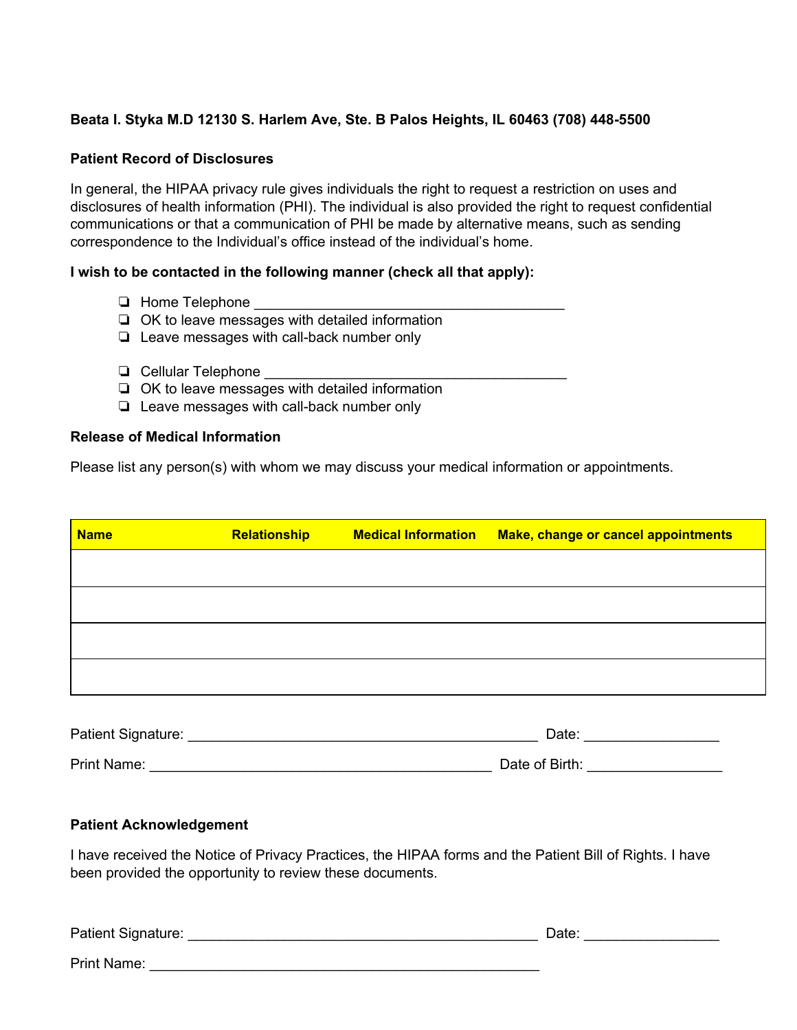**Beata I. Styka M.D 12130 S. Harlem Ave, Ste. B Palos Heights, IL 60463 (708) 448-5500**

**Patient Record of Disclosures**

In general, the HIPAA privacy rule gives individuals the right to request a restriction on uses and disclosures of health information (PHI). The individual is also provided the right to request confidential communications or that a communication of PHI be made by alternative means, such as sending correspondence to the Individual's office instead of the individual's home.

**I wish to be contacted in the following manner (check all that apply):**

- ❏ Home Telephone ________________________________________
- ❏ OK to leave messages with detailed information
- ❏ Leave messages with call-back number only

- ❏ Cellular Telephone ______________________________________
- ❏ OK to leave messages with detailed information
- ❏ Leave messages with call-back number only

**Release of Medical Information**

Please list any person(s) with whom we may discuss your medical information or appointments.

| Name | Relationship | Medical Information | Make, change or cancel appointments |
|---|---|---|---|
| | | | |
| | | | |
| | | | |
| | | | |

Patient Signature: _____________________________________________ Date: _________________

Print Name: ____________________________________________ Date of Birth: _________________

**Patient Acknowledgement**

I have received the Notice of Privacy Practices, the HIPAA forms and the Patient Bill of Rights. I have been provided the opportunity to review these documents.

Patient Signature: _____________________________________________ Date: _________________

Print Name: __________________________________________________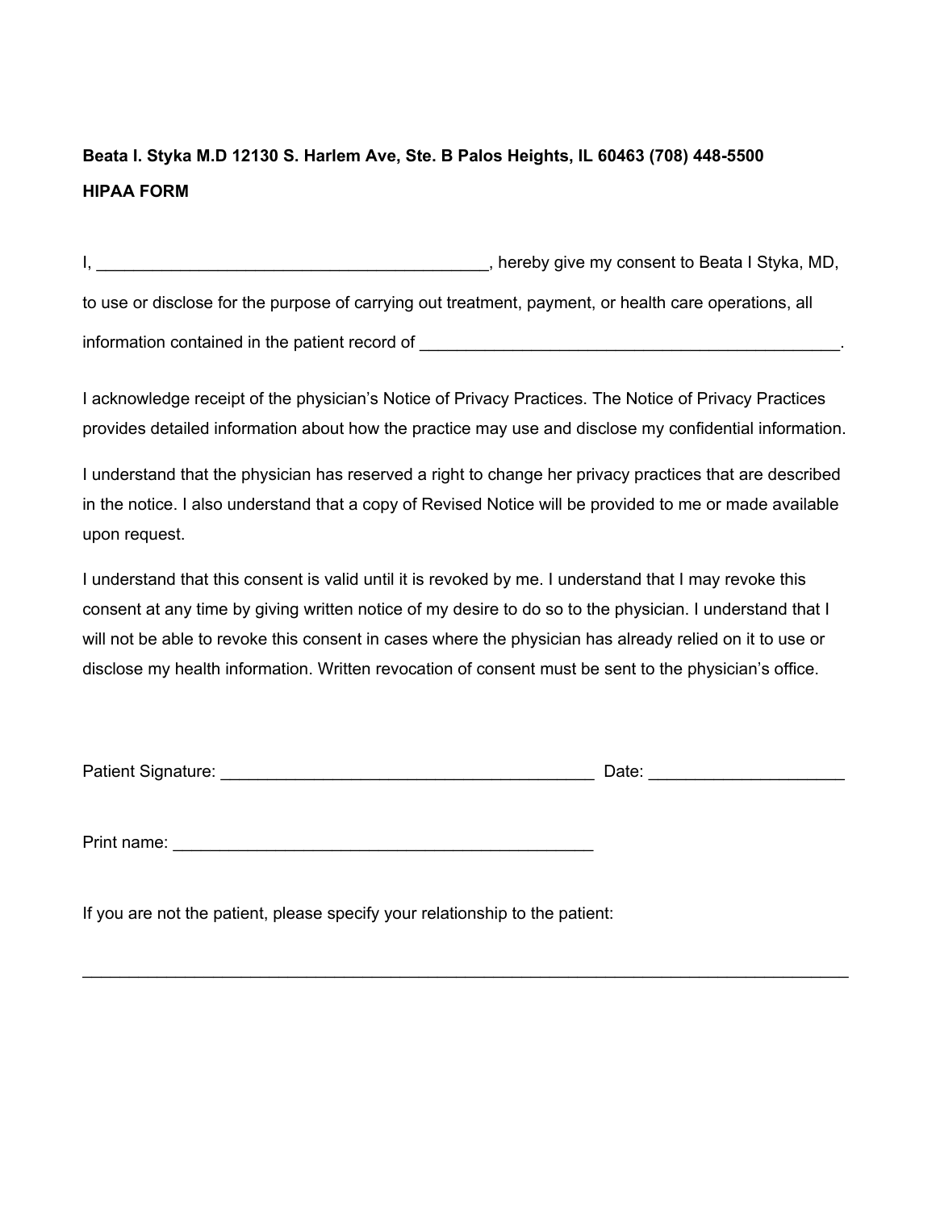**Beata I. Styka M.D 12130 S. Harlem Ave, Ste. B Palos Heights, IL 60463 (708) 448-5500**

**HIPAA FORM**

I, ___________________________________________, hereby give my consent to Beata I Styka, MD, to use or disclose for the purpose of carrying out treatment, payment, or health care operations, all information contained in the patient record of ______________________________________________.

I acknowledge receipt of the physician's Notice of Privacy Practices. The Notice of Privacy Practices provides detailed information about how the practice may use and disclose my confidential information.

I understand that the physician has reserved a right to change her privacy practices that are described in the notice. I also understand that a copy of Revised Notice will be provided to me or made available upon request.

I understand that this consent is valid until it is revoked by me. I understand that I may revoke this consent at any time by giving written notice of my desire to do so to the physician. I understand that I will not be able to revoke this consent in cases where the physician has already relied on it to use or disclose my health information. Written revocation of consent must be sent to the physician's office.

Patient Signature: ________________________________________ Date: ____________________

Print name: ______________________________________________

If you are not the patient, please specify your relationship to the patient:

_____________________________________________________________________________________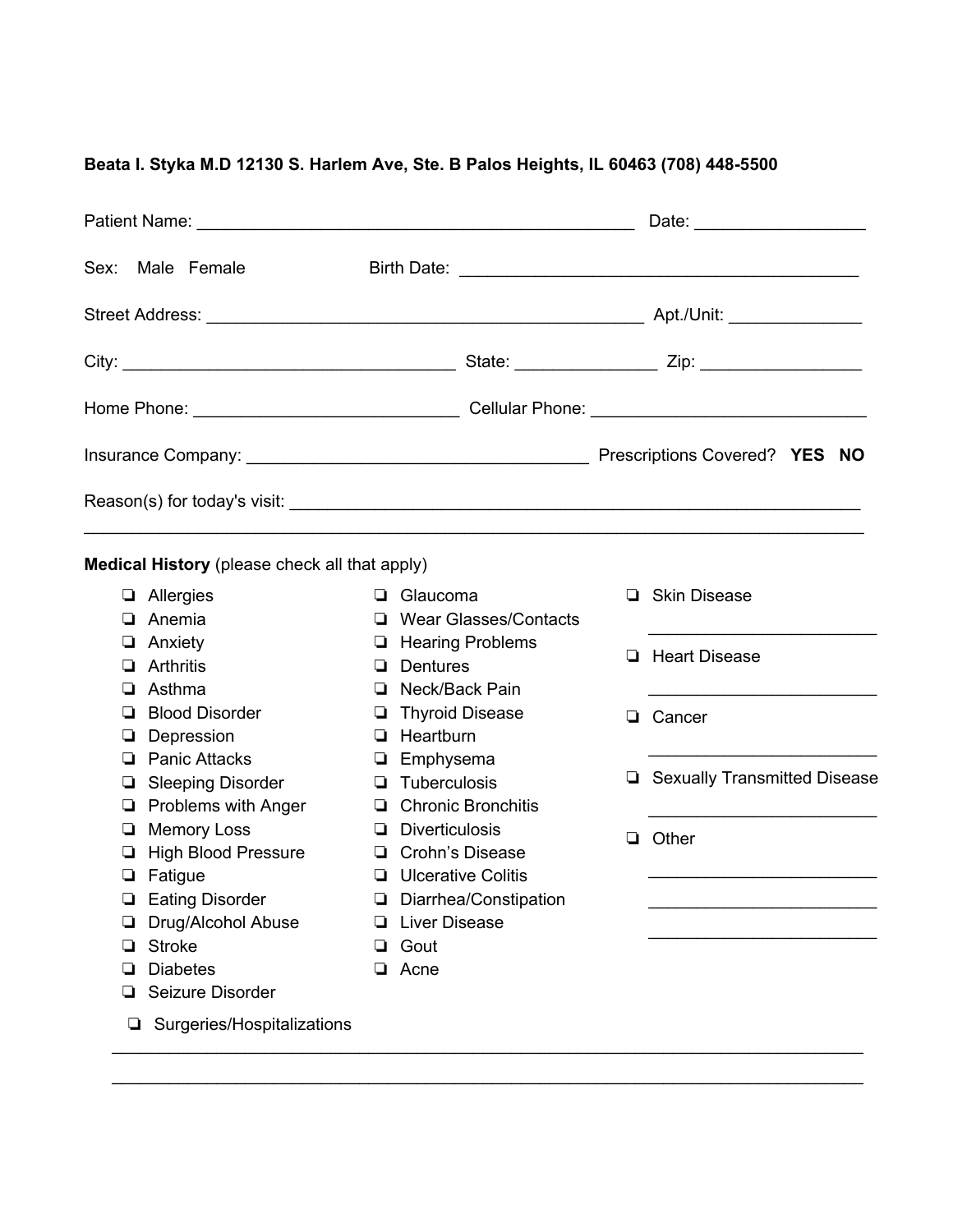**Beata I. Styka M.D 12130 S. Harlem Ave, Ste. B Palos Heights, IL 60463 (708) 448-5500**

Patient Name: ________________________________________________ Date: ___________________

Sex: Male Female Birth Date: ____________________________________________

Street Address: ________________________________________________ Apt./Unit: _______________

City: ____________________________________ State: ________________ Zip: __________________

Home Phone: _____________________________ Cellular Phone: ______________________________

Insurance Company: _____________________________________ Prescriptions Covered? **YES NO**

Reason(s) for today's visit: ______________________________________________________________

___________________________________________________________________________________

**Medical History** (please check all that apply)

- ❏ Allergies
- ❏ Anemia
- ❏ Anxiety
- ❏ Arthritis
- ❏ Asthma
- ❏ Blood Disorder
- ❏ Depression
- ❏ Panic Attacks
- ❏ Sleeping Disorder
- ❏ Problems with Anger
- ❏ Memory Loss
- ❏ High Blood Pressure
- ❏ Fatigue
- ❏ Eating Disorder
- ❏ Drug/Alcohol Abuse
- ❏ Stroke
- ❏ Diabetes
- ❏ Seizure Disorder
- ❏ Glaucoma
- ❏ Wear Glasses/Contacts
- ❏ Hearing Problems
- ❏ Dentures
- ❏ Neck/Back Pain
- ❏ Thyroid Disease
- ❏ Heartburn
- ❏ Emphysema
- ❏ Tuberculosis
- ❏ Chronic Bronchitis
- ❏ Diverticulosis
- ❏ Crohn's Disease
- ❏ Ulcerative Colitis
- ❏ Diarrhea/Constipation
- ❏ Liver Disease
- ❏ Gout
- ❏ Acne
- ❏ Skin Disease _________________________
- ❏ Heart Disease _________________________
- ❏ Cancer _________________________
- ❏ Sexually Transmitted Disease _________________________
- ❏ Other _________________________ _________________________ _________________________

❏ Surgeries/Hospitalizations

___________________________________________________________________________________

___________________________________________________________________________________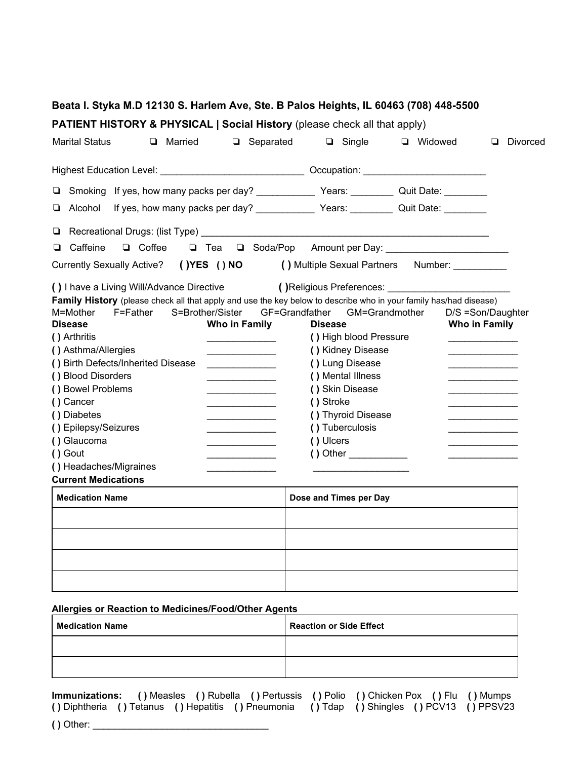**Beata I. Styka M.D 12130 S. Harlem Ave, Ste. B Palos Heights, IL 60463 (708) 448-5500**

**PATIENT HISTORY & PHYSICAL | Social History** (please check all that apply)

Marital Status ❏ Married ❏ Separated ❏ Single ❏ Widowed ❏ Divorced

Highest Education Level: ___________________________ Occupation: _______________________

❏ Smoking If yes, how many packs per day? ___________ Years: ________ Quit Date: ________

❏ Alcohol If yes, how many packs per day? ___________ Years: ________ Quit Date: ________

❏ Recreational Drugs: (list Type) ________________________________________________________

❏ Caffeine ❏ Coffee ❏ Tea ❏ Soda/Pop Amount per Day: _______________________

Currently Sexually Active? **( )YES ( ) NO** **( )** Multiple Sexual Partners Number: __________

**( )** I have a Living Will/Advance Directive **( )**Religious Preferences: ________________________

**Family History** (please check all that apply and use the key below to describe who in your family has/had disease)

M=Mother F=Father S=Brother/Sister GF=Grandfather GM=Grandmother D/S =Son/Daughter

| **Disease** | **Who in Family** | **Disease** | **Who in Family** |
|---|---|---|---|
| **( )** Arthritis | _____________ | **( )** High blood Pressure | _____________ |
| **( )** Asthma/Allergies | _____________ | **( )** Kidney Disease | _____________ |
| **( )** Birth Defects/Inherited Disease | _____________ | **( )** Lung Disease | _____________ |
| **( )** Blood Disorders | _____________ | **( )** Mental Illness | _____________ |
| **( )** Bowel Problems | _____________ | **( )** Skin Disease | _____________ |
| **( )** Cancer | _____________ | **( )** Stroke | _____________ |
| **( )** Diabetes | _____________ | **( )** Thyroid Disease | _____________ |
| **( )** Epilepsy/Seizures | _____________ | **( )** Tuberculosis | _____________ |
| **( )** Glaucoma | _____________ | **( )** Ulcers | _____________ |
| **( )** Gout | _____________ | **( )** Other ___________ | _____________ |
| **( )** Headaches/Migraines | _____________ | __________________ | |

**Current Medications**

| **Medication Name** | **Dose and Times per Day** |
|---|---|
| | |
| | |
| | |
| | |

**Allergies or Reaction to Medicines/Food/Other Agents**

| **Medication Name** | **Reaction or Side Effect** |
|---|---|
| | |
| | |

**Immunizations:** **( )** Measles **( )** Rubella **( )** Pertussis **( )** Polio **( )** Chicken Pox **( )** Flu **( )** Mumps **( )** Diphtheria **( )** Tetanus **( )** Hepatitis **( )** Pneumonia **( )** Tdap **( )** Shingles **( )** PCV13 **( )** PPSV23

**( )** Other: _________________________________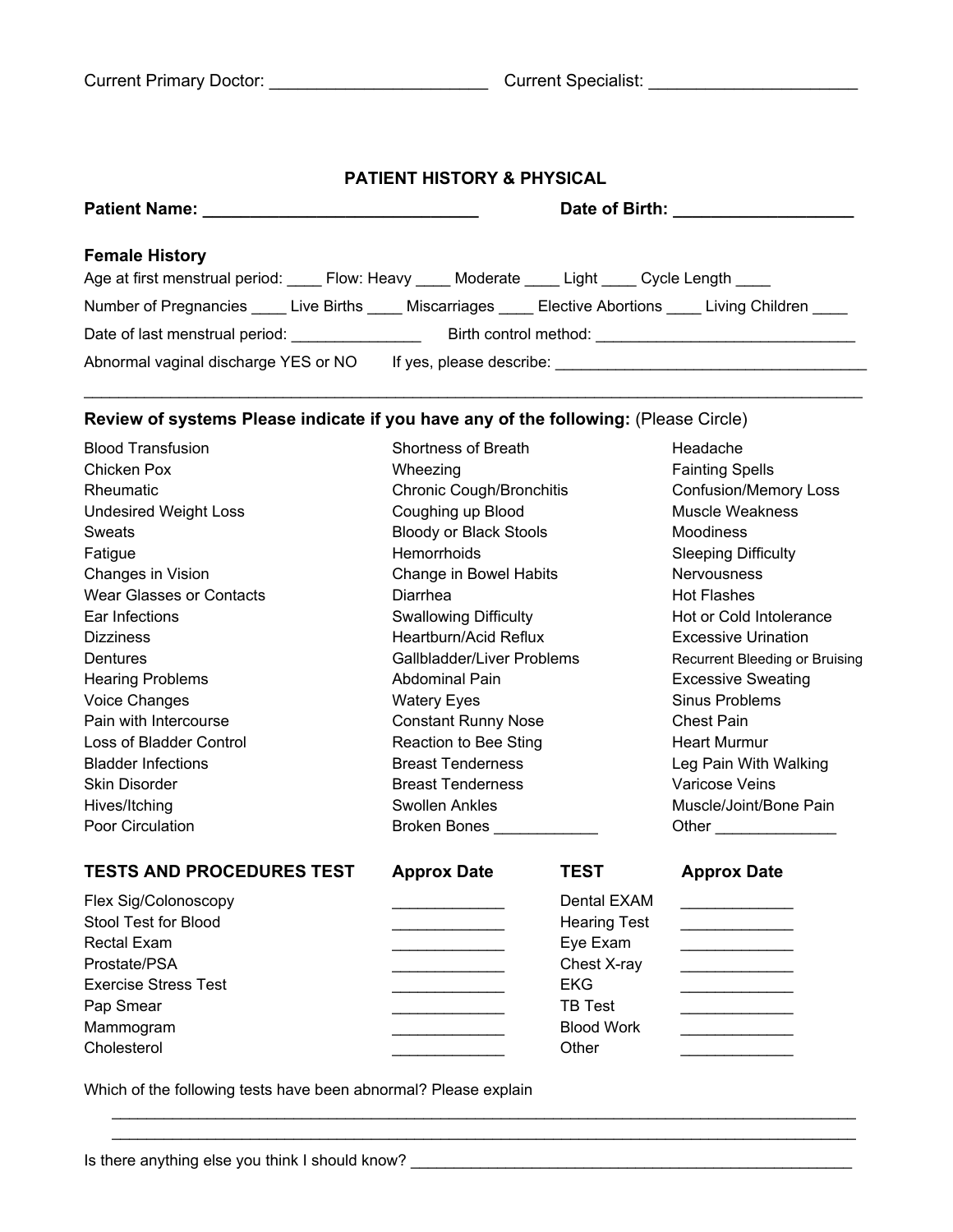Current Primary Doctor: _______________________ Current Specialist: ______________________

## PATIENT HISTORY & PHYSICAL

**Patient Name: _____________________________ Date of Birth: ___________________**

### Female History

Age at first menstrual period: ____ Flow: Heavy ____ Moderate ____ Light ____ Cycle Length ____

Number of Pregnancies ____ Live Births ____ Miscarriages ____ Elective Abortions ____ Living Children ____

Date of last menstrual period: _______________ Birth control method: ______________________________

Abnormal vaginal discharge YES or NO If yes, please describe: _____________________________________

___________________________________________________________________________________________

**Review of systems Please indicate if you have any of the following:** (Please Circle)

| | | |
|---|---|---|
| Blood Transfusion | Shortness of Breath | Headache |
| Chicken Pox | Wheezing | Fainting Spells |
| Rheumatic | Chronic Cough/Bronchitis | Confusion/Memory Loss |
| Undesired Weight Loss | Coughing up Blood | Muscle Weakness |
| Sweats | Bloody or Black Stools | Moodiness |
| Fatigue | Hemorrhoids | Sleeping Difficulty |
| Changes in Vision | Change in Bowel Habits | Nervousness |
| Wear Glasses or Contacts | Diarrhea | Hot Flashes |
| Ear Infections | Swallowing Difficulty | Hot or Cold Intolerance |
| Dizziness | Heartburn/Acid Reflux | Excessive Urination |
| Dentures | Gallbladder/Liver Problems | Recurrent Bleeding or Bruising |
| Hearing Problems | Abdominal Pain | Excessive Sweating |
| Voice Changes | Watery Eyes | Sinus Problems |
| Pain with Intercourse | Constant Runny Nose | Chest Pain |
| Loss of Bladder Control | Reaction to Bee Sting | Heart Murmur |
| Bladder Infections | Breast Tenderness | Leg Pain With Walking |
| Skin Disorder | Breast Tenderness | Varicose Veins |
| Hives/Itching | Swollen Ankles | Muscle/Joint/Bone Pain |
| Poor Circulation | Broken Bones ____________ | Other ______________ |

| TESTS AND PROCEDURES TEST | Approx Date | TEST | Approx Date |
|---|---|---|---|
| Flex Sig/Colonoscopy | _____________ | Dental EXAM | _____________ |
| Stool Test for Blood | _____________ | Hearing Test | _____________ |
| Rectal Exam | _____________ | Eye Exam | _____________ |
| Prostate/PSA | _____________ | Chest X-ray | _____________ |
| Exercise Stress Test | _____________ | EKG | _____________ |
| Pap Smear | _____________ | TB Test | _____________ |
| Mammogram | _____________ | Blood Work | _____________ |
| Cholesterol | _____________ | Other | _____________ |

Which of the following tests have been abnormal? Please explain

___________________________________________________________________________________________

___________________________________________________________________________________________

Is there anything else you think I should know? _____________________________________________________